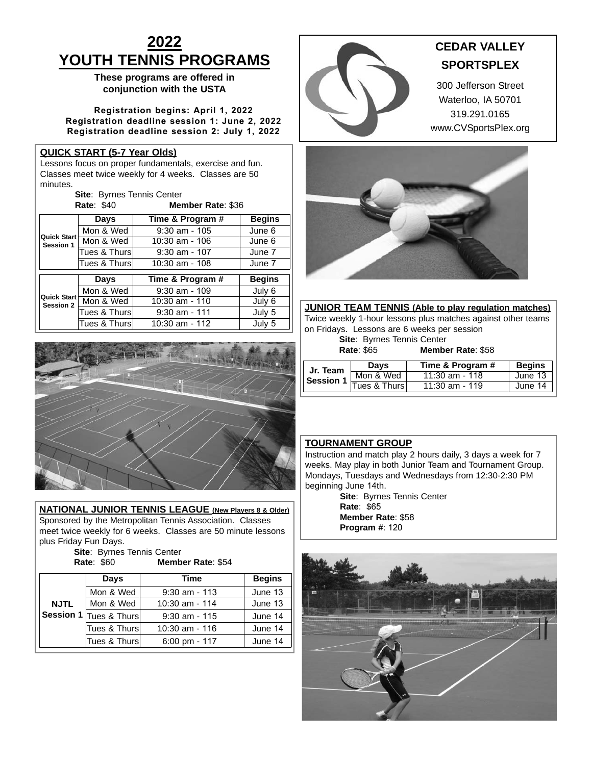# 2022
# YOUTH TENNIS PROGRAMS

**These programs are offered in conjunction with the USTA**

**Registration begins: April 1, 2022**
**Registration deadline session 1: June 2, 2022**
**Registration deadline session 2: July 1, 2022**

## QUICK START (5-7 Year Olds)

Lessons focus on proper fundamentals, exercise and fun. Classes meet twice weekly for 4 weeks. Classes are 50 minutes.

**Site**: Byrnes Tennis Center
**Rate**: $40 **Member Rate**: $36

| | Days | Time & Program # | Begins |
|---|---|---|---|
| Quick Start Session 1 | Mon & Wed | 9:30 am - 105 | June 6 |
| | Mon & Wed | 10:30 am - 106 | June 6 |
| | Tues & Thurs | 9:30 am - 107 | June 7 |
| | Tues & Thurs | 10:30 am - 108 | June 7 |

| | Days | Time & Program # | Begins |
|---|---|---|---|
| Quick Start Session 2 | Mon & Wed | 9:30 am - 109 | July 6 |
| | Mon & Wed | 10:30 am - 110 | July 6 |
| | Tues & Thurs | 9:30 am - 111 | July 5 |
| | Tues & Thurs | 10:30 am - 112 | July 5 |

## NATIONAL JUNIOR TENNIS LEAGUE (New Players 8 & Older)

Sponsored by the Metropolitan Tennis Association. Classes meet twice weekly for 6 weeks. Classes are 50 minute lessons plus Friday Fun Days.

**Site**: Byrnes Tennis Center
**Rate**: $60 **Member Rate**: $54

| | Days | Time | Begins |
|---|---|---|---|
| NJTL Session 1 | Mon & Wed | 9:30 am - 113 | June 13 |
| | Mon & Wed | 10:30 am - 114 | June 13 |
| | Tues & Thurs | 9:30 am - 115 | June 14 |
| | Tues & Thurs | 10:30 am - 116 | June 14 |
| | Tues & Thurs | 6:00 pm - 117 | June 14 |

**CEDAR VALLEY SPORTSPLEX**
300 Jefferson Street
Waterloo, IA 50701
319.291.0165
www.CVSportsPlex.org

## JUNIOR TEAM TENNIS (Able to play regulation matches)

Twice weekly 1-hour lessons plus matches against other teams on Fridays. Lessons are 6 weeks per session

**Site**: Byrnes Tennis Center
**Rate**: $65 **Member Rate**: $58

| | Days | Time & Program # | Begins |
|---|---|---|---|
| Jr. Team Session 1 | Mon & Wed | 11:30 am - 118 | June 13 |
| | Tues & Thurs | 11:30 am - 119 | June 14 |

## TOURNAMENT GROUP

Instruction and match play 2 hours daily, 3 days a week for 7 weeks. May play in both Junior Team and Tournament Group. Mondays, Tuesdays and Wednesdays from 12:30-2:30 PM beginning June 14th.

**Site**: Byrnes Tennis Center
**Rate**: $65
**Member Rate**: $58
**Program #**: 120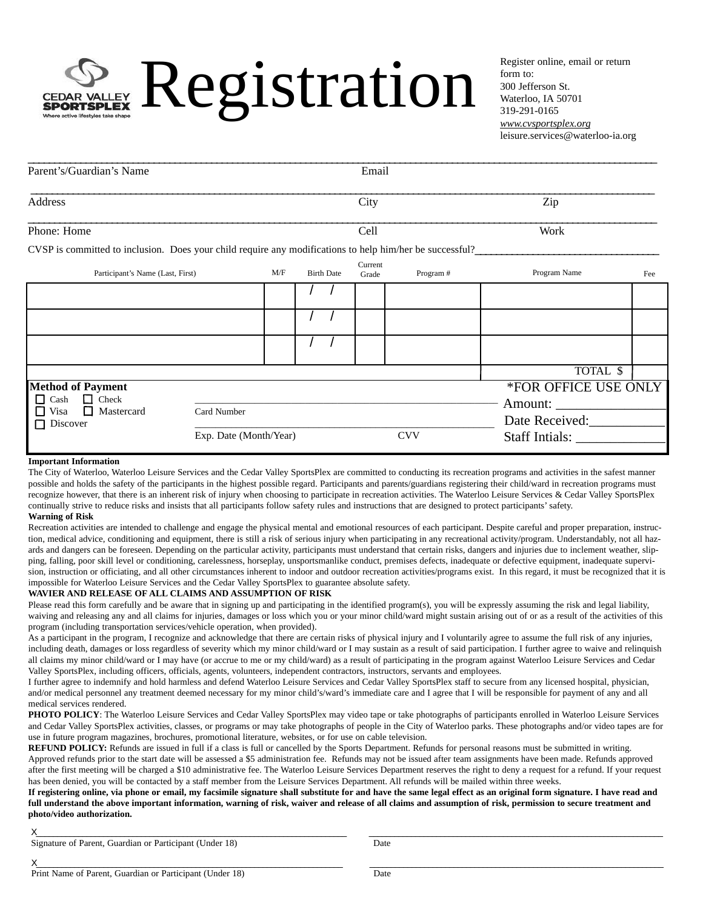CEDAR VALLEY SPORTSPLEX
Where active lifestyles take shape

# Registration

Register online, email or return form to:
300 Jefferson St.
Waterloo, IA 50701
319-291-0165
*www.cvsportsplex.org*
leisure.services@waterloo-ia.org

Parent's/Guardian's Name ______________________ Email ______________________

Address ______________________ City ______________________ Zip ______________________

Phone: Home ______________________ Cell ______________________ Work ______________________

CVSP is committed to inclusion. Does your child require any modifications to help him/her be successful?______________________

| Participant's Name (Last, First) | M/F | Birth Date | Current Grade | Program # | Program Name | Fee |
|---|---|---|---|---|---|---|
| | | / / | | | | |
| | | / / | | | | |
| | | / / | | | | |
| | | | | | TOTAL $ | |

**Method of Payment**

☐ Cash ☐ Check
☐ Visa ☐ Mastercard
☐ Discover

Card Number ______________________

Exp. Date (Month/Year) ______________________ CVV ______________________

*FOR OFFICE USE ONLY
Amount: ______________________
Date Received: ______________________
Staff Intials: ______________________

**Important Information**
The City of Waterloo, Waterloo Leisure Services and the Cedar Valley SportsPlex are committed to conducting its recreation programs and activities in the safest manner possible and holds the safety of the participants in the highest possible regard. Participants and parents/guardians registering their child/ward in recreation programs must recognize however, that there is an inherent risk of injury when choosing to participate in recreation activities. The Waterloo Leisure Services & Cedar Valley SportsPlex continually strive to reduce risks and insists that all participants follow safety rules and instructions that are designed to protect participants' safety.

**Warning of Risk**
Recreation activities are intended to challenge and engage the physical mental and emotional resources of each participant. Despite careful and proper preparation, instruction, medical advice, conditioning and equipment, there is still a risk of serious injury when participating in any recreational activity/program. Understandably, not all hazards and dangers can be foreseen. Depending on the particular activity, participants must understand that certain risks, dangers and injuries due to inclement weather, slipping, falling, poor skill level or conditioning, carelessness, horseplay, unsportsmanlike conduct, premises defects, inadequate or defective equipment, inadequate supervision, instruction or officiating, and all other circumstances inherent to indoor and outdoor recreation activities/programs exist. In this regard, it must be recognized that it is impossible for Waterloo Leisure Services and the Cedar Valley SportsPlex to guarantee absolute safety.

**WAVIER AND RELEASE OF ALL CLAIMS AND ASSUMPTION OF RISK**
Please read this form carefully and be aware that in signing up and participating in the identified program(s), you will be expressly assuming the risk and legal liability, waiving and releasing any and all claims for injuries, damages or loss which you or your minor child/ward might sustain arising out of or as a result of the activities of this program (including transportation services/vehicle operation, when provided).
As a participant in the program, I recognize and acknowledge that there are certain risks of physical injury and I voluntarily agree to assume the full risk of any injuries, including death, damages or loss regardless of severity which my minor child/ward or I may sustain as a result of said participation. I further agree to waive and relinquish all claims my minor child/ward or I may have (or accrue to me or my child/ward) as a result of participating in the program against Waterloo Leisure Services and Cedar Valley SportsPlex, including officers, officials, agents, volunteers, independent contractors, instructors, servants and employees.
I further agree to indemnify and hold harmless and defend Waterloo Leisure Services and Cedar Valley SportsPlex staff to secure from any licensed hospital, physician, and/or medical personnel any treatment deemed necessary for my minor child's/ward's immediate care and I agree that I will be responsible for payment of any and all medical services rendered.
**PHOTO POLICY**: The Waterloo Leisure Services and Cedar Valley SportsPlex may video tape or take photographs of participants enrolled in Waterloo Leisure Services and Cedar Valley SportsPlex activities, classes, or programs or may take photographs of people in the City of Waterloo parks. These photographs and/or video tapes are for use in future program magazines, brochures, promotional literature, websites, or for use on cable television.
**REFUND POLICY:** Refunds are issued in full if a class is full or cancelled by the Sports Department. Refunds for personal reasons must be submitted in writing. Approved refunds prior to the start date will be assessed a $5 administration fee. Refunds may not be issued after team assignments have been made. Refunds approved after the first meeting will be charged a $10 administrative fee. The Waterloo Leisure Services Department reserves the right to deny a request for a refund. If your request has been denied, you will be contacted by a staff member from the Leisure Services Department. All refunds will be mailed within three weeks.
**If registering online, via phone or email, my facsimile signature shall substitute for and have the same legal effect as an original form signature. I have read and full understand the above important information, warning of risk, waiver and release of all claims and assumption of risk, permission to secure treatment and photo/video authorization.**

X______________________ ______________________
Signature of Parent, Guardian or Participant (Under 18) Date

X______________________ ______________________
Print Name of Parent, Guardian or Participant (Under 18) Date